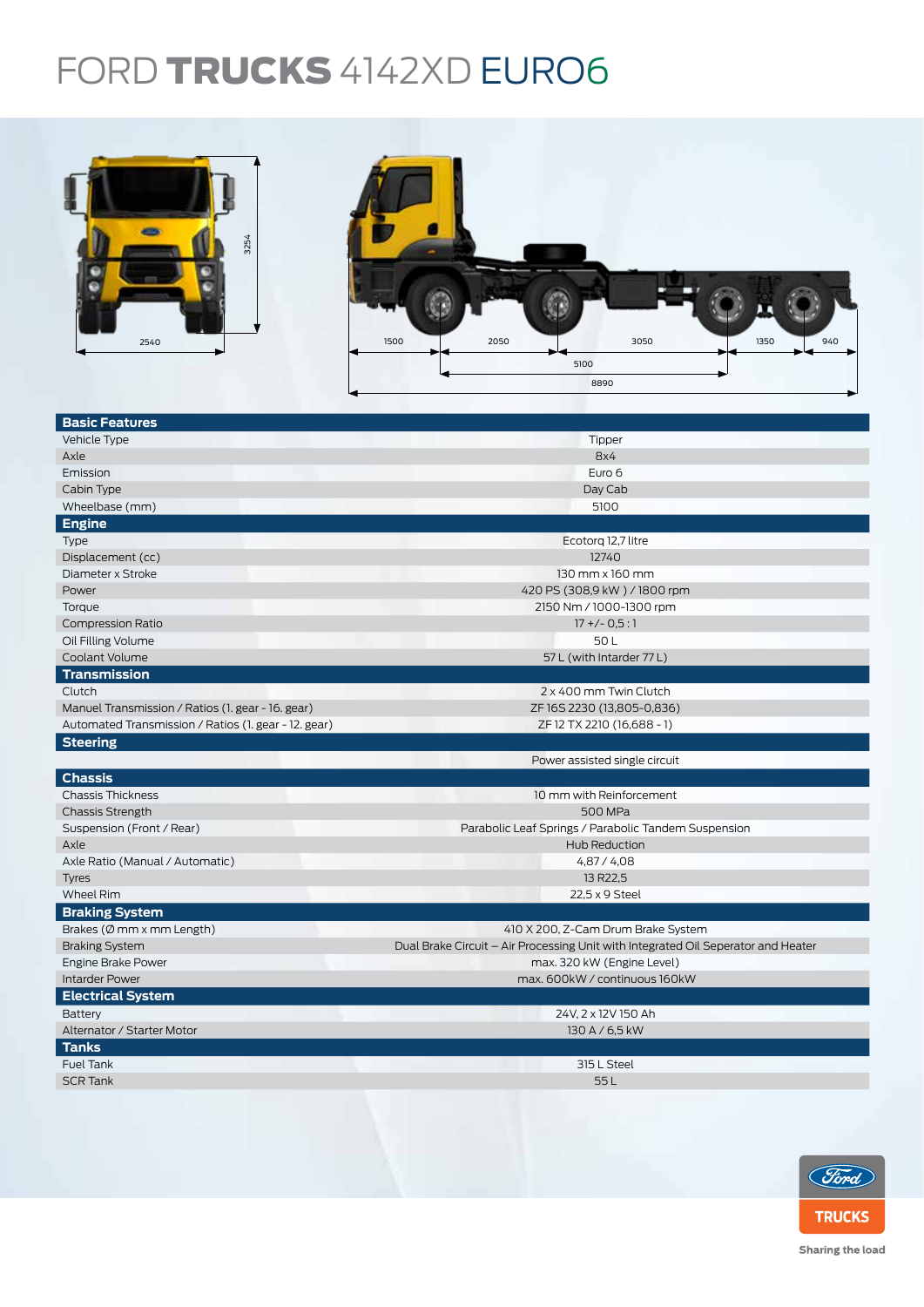# FORD **TRUCKS** 4142XD EURO6

2540

3254

1500 | 2050 | 3050 | 1350 | 940

5100

8890

| **Basic Features** | |
|---|---|
| Vehicle Type | Tipper |
| Axle | 8x4 |
| Emission | Euro 6 |
| Cabin Type | Day Cab |
| Wheelbase (mm) | 5100 |
| **Engine** | |
| Type | Ecotorq 12,7 litre |
| Displacement (cc) | 12740 |
| Diameter x Stroke | 130 mm x 160 mm |
| Power | 420 PS (308,9 kW ) / 1800 rpm |
| Torque | 2150 Nm / 1000-1300 rpm |
| Compression Ratio | 17 +/- 0,5 : 1 |
| Oil Filling Volume | 50 L |
| Coolant Volume | 57 L (with Interder 77 L) |
| **Transmission** | |
| Clutch | 2 x 400 mm Twin Clutch |
| Manuel Transmission / Ratios (1. gear - 16. gear) | ZF 16S 2230 (13,805-0,836) |
| Automated Transmission / Ratios (1. gear - 12. gear) | ZF 12 TX 2210 (16,688 - 1) |
| **Steering** | |
| | Power assisted single circuit |
| **Chassis** | |
| Chassis Thickness | 10 mm with Reinforcement |
| Chassis Strength | 500 MPa |
| Suspension (Front / Rear) | Parabolic Leaf Springs / Parabolic Tandem Suspension |
| Axle | Hub Reduction |
| Axle Ratio (Manual / Automatic) | 4,87 / 4,08 |
| Tyres | 13 R22,5 |
| Wheel Rim | 22,5 x 9 Steel |
| **Braking System** | |
| Brakes (Ø mm x mm Length) | 410 X 200, Z-Cam Drum Brake System |
| Braking System | Dual Brake Circuit – Air Processing Unit with Integrated Oil Seperator and Heater |
| Engine Brake Power | max. 320 kW (Engine Level) |
| Interder Power | max. 600kW / continuous 160kW |
| **Electrical System** | |
| Battery | 24V, 2 x 12V 150 Ah |
| Alternator / Starter Motor | 130 A / 6,5 kW |
| **Tanks** | |
| Fuel Tank | 315 L Steel |
| SCR Tank | 55 L |

Ford TRUCKS

Sharing the load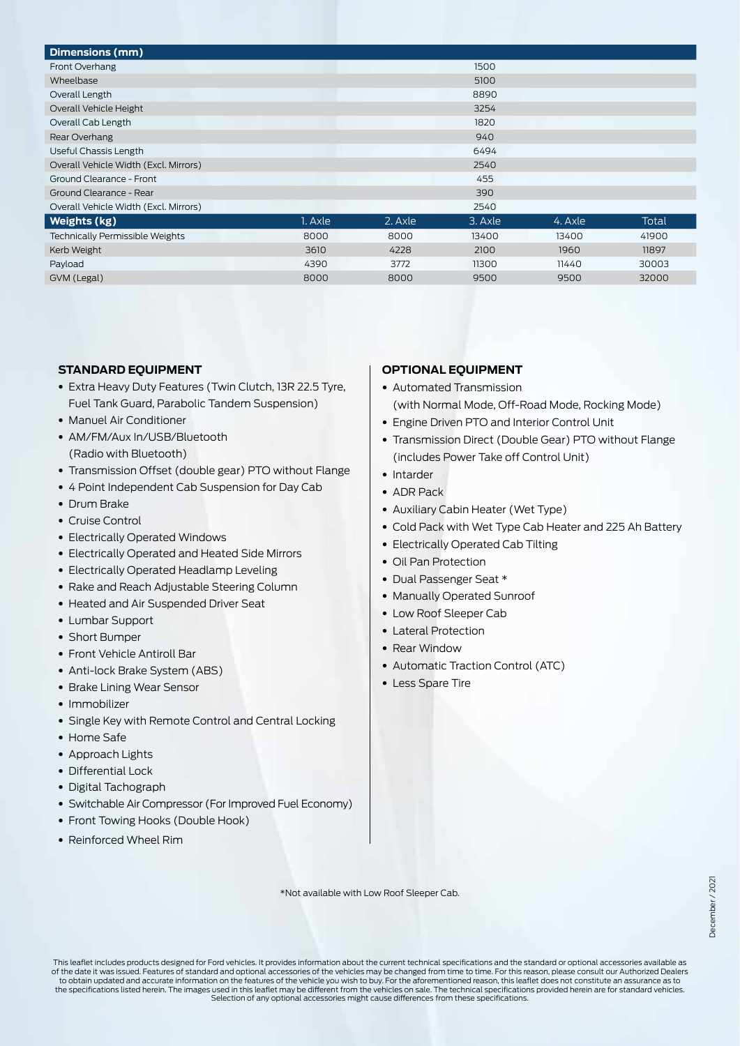| Dimensions (mm) | | | | | |
|---|---|---|---|---|---|
| Front Overhang | | | 1500 | | |
| Wheelbase | | | 5100 | | |
| Overall Length | | | 8890 | | |
| Overall Vehicle Height | | | 3254 | | |
| Overall Cab Length | | | 1820 | | |
| Rear Overhang | | | 940 | | |
| Useful Chassis Length | | | 6494 | | |
| Overall Vehicle Width (Excl. Mirrors) | | | 2540 | | |
| Ground Clearance - Front | | | 455 | | |
| Ground Clearance - Rear | | | 390 | | |
| Overall Vehicle Width (Excl. Mirrors) | | | 2540 | | |
| **Weights (kg)** | 1. Axle | 2. Axle | 3. Axle | 4. Axle | Total |
| Technically Permissible Weights | 8000 | 8000 | 13400 | 13400 | 41900 |
| Kerb Weight | 3610 | 4228 | 2100 | 1960 | 11897 |
| Payload | 4390 | 3772 | 11300 | 11440 | 30003 |
| GVM (Legal) | 8000 | 8000 | 9500 | 9500 | 32000 |

## STANDARD EQUIPMENT

- Extra Heavy Duty Features (Twin Clutch, 13R 22.5 Tyre, Fuel Tank Guard, Parabolic Tandem Suspension)
- Manuel Air Conditioner
- AM/FM/Aux In/USB/Bluetooth (Radio with Bluetooth)
- Transmission Offset (double gear) PTO without Flange
- 4 Point Independent Cab Suspension for Day Cab
- Drum Brake
- Cruise Control
- Electrically Operated Windows
- Electrically Operated and Heated Side Mirrors
- Electrically Operated Headlamp Leveling
- Rake and Reach Adjustable Steering Column
- Heated and Air Suspended Driver Seat
- Lumbar Support
- Short Bumper
- Front Vehicle Antiroll Bar
- Anti-lock Brake System (ABS)
- Brake Lining Wear Sensor
- Immobilizer
- Single Key with Remote Control and Central Locking
- Home Safe
- Approach Lights
- Differential Lock
- Digital Tachograph
- Switchable Air Compressor (For Improved Fuel Economy)
- Front Towing Hooks (Double Hook)
- Reinforced Wheel Rim

## OPTIONAL EQUIPMENT

- Automated Transmission (with Normal Mode, Off-Road Mode, Rocking Mode)
- Engine Driven PTO and Interior Control Unit
- Transmission Direct (Double Gear) PTO without Flange (includes Power Take off Control Unit)
- Intarder
- ADR Pack
- Auxiliary Cabin Heater (Wet Type)
- Cold Pack with Wet Type Cab Heater and 225 Ah Battery
- Electrically Operated Cab Tilting
- Oil Pan Protection
- Dual Passenger Seat *
- Manually Operated Sunroof
- Low Roof Sleeper Cab
- Lateral Protection
- Rear Window
- Automatic Traction Control (ATC)
- Less Spare Tire

*Not available with Low Roof Sleeper Cab.

December / 2021

This leaflet includes products designed for Ford vehicles. It provides information about the current technical specifications and the standard or optional accessories available as of the date it was issued. Features of standard and optional accessories of the vehicles may be changed from time to time. For this reason, please consult our Authorized Dealers to obtain updated and accurate information on the features of the vehicle you wish to buy. For the aforementioned reason, this leaflet does not constitute an assurance as to the specifications listed herein. The images used in this leaflet may be different from the vehicles on sale. The technical specifications provided herein are for standard vehicles. Selection of any optional accessories might cause differences from these specifications.